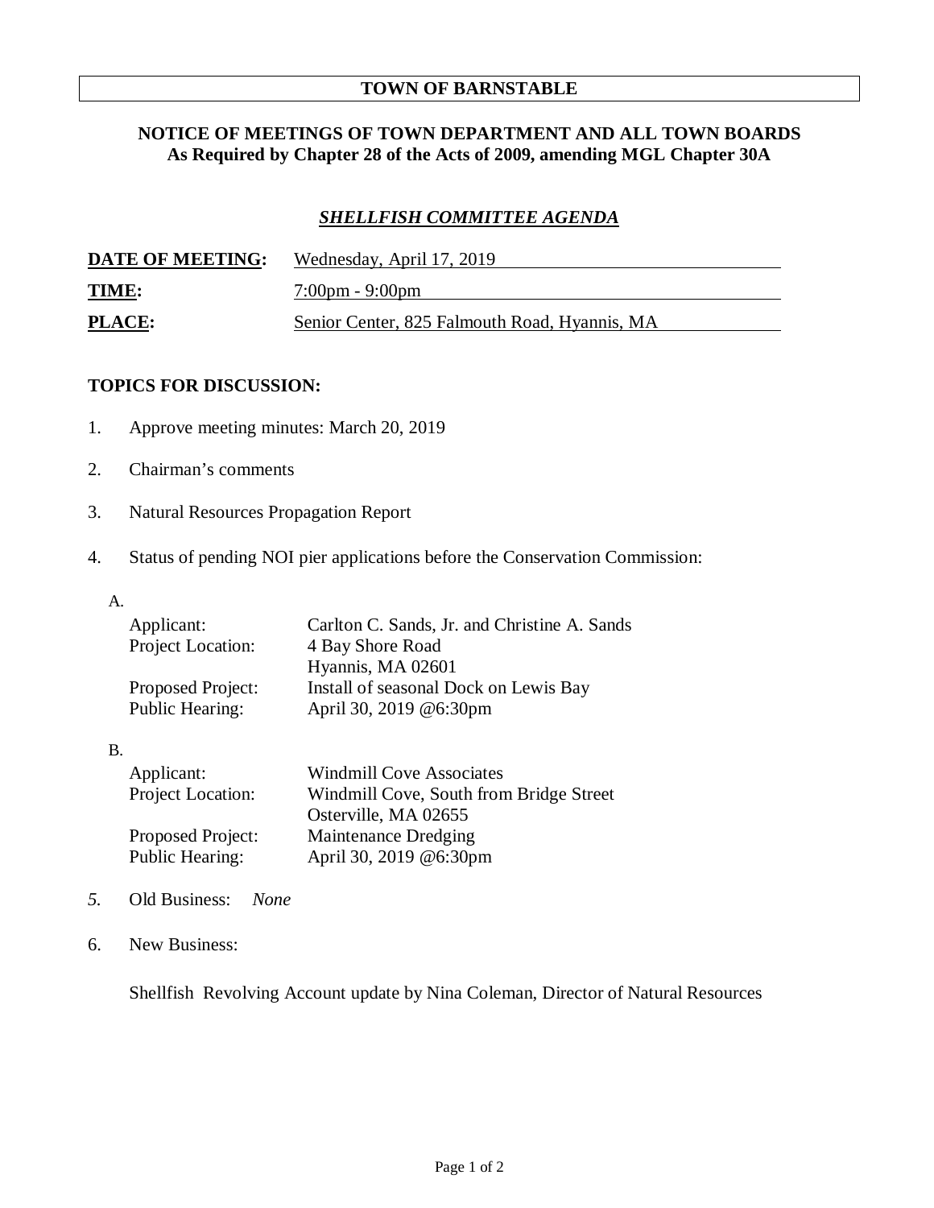# TOWN OF BARNSTABLE

## NOTICE OF MEETINGS OF TOWN DEPARTMENT AND ALL TOWN BOARDS
**As Required by Chapter 28 of the Acts of 2009, amending MGL Chapter 30A**

### *SHELLFISH COMMITTEE AGENDA*

**DATE OF MEETING:** Wednesday, April 17, 2019

**TIME:** 7:00pm - 9:00pm

**PLACE:** Senior Center, 825 Falmouth Road, Hyannis, MA

**TOPICS FOR DISCUSSION:**

1. Approve meeting minutes: March 20, 2019
2. Chairman's comments
3. Natural Resources Propagation Report
4. Status of pending NOI pier applications before the Conservation Commission:

   A.

   | | |
   |---|---|
   | Applicant: | Carlton C. Sands, Jr. and Christine A. Sands |
   | Project Location: | 4 Bay Shore Road<br>Hyannis, MA 02601 |
   | Proposed Project: | Install of seasonal Dock on Lewis Bay |
   | Public Hearing: | April 30, 2019 @6:30pm |

   B.

   | | |
   |---|---|
   | Applicant: | Windmill Cove Associates |
   | Project Location: | Windmill Cove, South from Bridge Street<br>Osterville, MA 02655 |
   | Proposed Project: | Maintenance Dredging |
   | Public Hearing: | April 30, 2019 @6:30pm |

5. Old Business: *None*
6. New Business:

   Shellfish Revolving Account update by Nina Coleman, Director of Natural Resources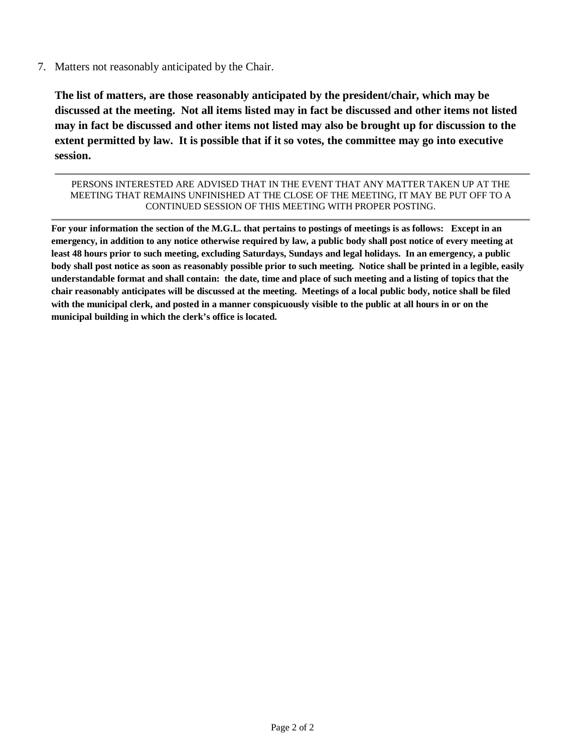7. Matters not reasonably anticipated by the Chair.

**The list of matters, are those reasonably anticipated by the president/chair, which may be discussed at the meeting. Not all items listed may in fact be discussed and other items not listed may in fact be discussed and other items not listed may also be brought up for discussion to the extent permitted by law. It is possible that if it so votes, the committee may go into executive session.**

---

PERSONS INTERESTED ARE ADVISED THAT IN THE EVENT THAT ANY MATTER TAKEN UP AT THE MEETING THAT REMAINS UNFINISHED AT THE CLOSE OF THE MEETING, IT MAY BE PUT OFF TO A CONTINUED SESSION OF THIS MEETING WITH PROPER POSTING.

---

**For your information the section of the M.G.L. that pertains to postings of meetings is as follows: Except in an emergency, in addition to any notice otherwise required by law, a public body shall post notice of every meeting at least 48 hours prior to such meeting, excluding Saturdays, Sundays and legal holidays. In an emergency, a public body shall post notice as soon as reasonably possible prior to such meeting. Notice shall be printed in a legible, easily understandable format and shall contain: the date, time and place of such meeting and a listing of topics that the chair reasonably anticipates will be discussed at the meeting. Meetings of a local public body, notice shall be filed with the municipal clerk, and posted in a manner conspicuously visible to the public at all hours in or on the municipal building in which the clerk's office is located.**